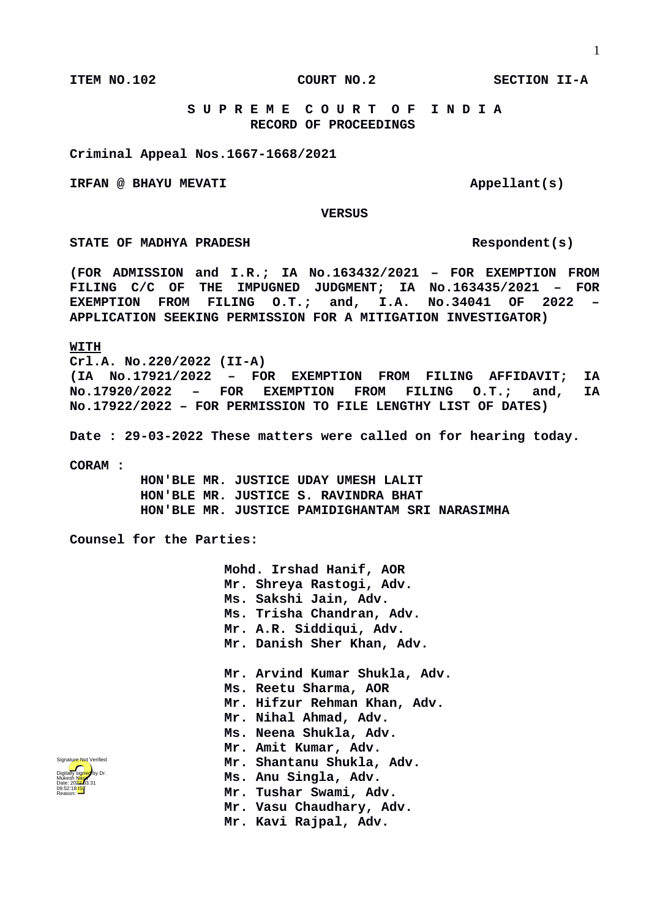**ITEM NO.102 COURT NO.2 SECTION II-A**

**S U P R E M E C O U R T O F I N D I A**
**RECORD OF PROCEEDINGS**

**Criminal Appeal Nos.1667-1668/2021**

**IRFAN @ BHAYU MEVATI Appellant(s)**

**VERSUS**

**STATE OF MADHYA PRADESH Respondent(s)**

**(FOR ADMISSION and I.R.; IA No.163432/2021 – FOR EXEMPTION FROM FILING C/C OF THE IMPUGNED JUDGMENT; IA No.163435/2021 – FOR EXEMPTION FROM FILING O.T.; and, I.A. No.34041 OF 2022 – APPLICATION SEEKING PERMISSION FOR A MITIGATION INVESTIGATOR)**

**WITH**
**Crl.A. No.220/2022 (II-A)**
**(IA No.17921/2022 – FOR EXEMPTION FROM FILING AFFIDAVIT; IA No.17920/2022 – FOR EXEMPTION FROM FILING O.T.; and, IA No.17922/2022 – FOR PERMISSION TO FILE LENGTHY LIST OF DATES)**

**Date : 29-03-2022 These matters were called on for hearing today.**

**CORAM :**
**HON'BLE MR. JUSTICE UDAY UMESH LALIT**
**HON'BLE MR. JUSTICE S. RAVINDRA BHAT**
**HON'BLE MR. JUSTICE PAMIDIGHANTAM SRI NARASIMHA**

**Counsel for the Parties:**

**Mohd. Irshad Hanif, AOR**
**Mr. Shreya Rastogi, Adv.**
**Ms. Sakshi Jain, Adv.**
**Ms. Trisha Chandran, Adv.**
**Mr. A.R. Siddiqui, Adv.**
**Mr. Danish Sher Khan, Adv.**

**Mr. Arvind Kumar Shukla, Adv.**
**Ms. Reetu Sharma, AOR**
**Mr. Hifzur Rehman Khan, Adv.**
**Mr. Nihal Ahmad, Adv.**
**Ms. Neena Shukla, Adv.**
**Mr. Amit Kumar, Adv.**
**Mr. Shantanu Shukla, Adv.**
**Ms. Anu Singla, Adv.**
**Mr. Tushar Swami, Adv.**
**Mr. Vasu Chaudhary, Adv.**
**Mr. Kavi Rajpal, Adv.**

Signature Not Verified
Digitally signed by Dr. Mukesh Nasa
Date: 2022.03.31
09:52:18 IST
Reason: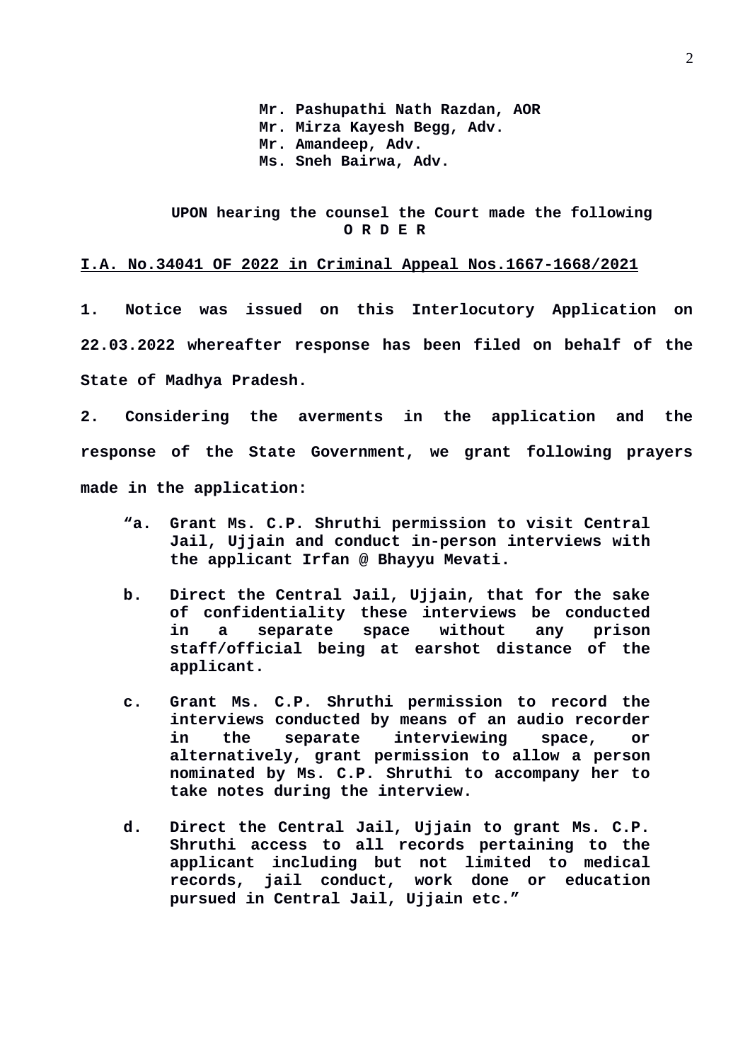**Mr. Pashupathi Nath Razdan, AOR**
**Mr. Mirza Kayesh Begg, Adv.**
**Mr. Amandeep, Adv.**
**Ms. Sneh Bairwa, Adv.**

**UPON hearing the counsel the Court made the following**

**O R D E R**

**<u>I.A. No.34041 OF 2022 in Criminal Appeal Nos.1667-1668/2021</u>**

**1. Notice was issued on this Interlocutory Application on 22.03.2022 whereafter response has been filed on behalf of the State of Madhya Pradesh.**

**2. Considering the averments in the application and the response of the State Government, we grant following prayers made in the application:**

> **"a. Grant Ms. C.P. Shruthi permission to visit Central Jail, Ujjain and conduct in-person interviews with the applicant Irfan @ Bhayyu Mevati.**
>
> **b. Direct the Central Jail, Ujjain, that for the sake of confidentiality these interviews be conducted in a separate space without any prison staff/official being at earshot distance of the applicant.**
>
> **c. Grant Ms. C.P. Shruthi permission to record the interviews conducted by means of an audio recorder in the separate interviewing space, or alternatively, grant permission to allow a person nominated by Ms. C.P. Shruthi to accompany her to take notes during the interview.**
>
> **d. Direct the Central Jail, Ujjain to grant Ms. C.P. Shruthi access to all records pertaining to the applicant including but not limited to medical records, jail conduct, work done or education pursued in Central Jail, Ujjain etc."**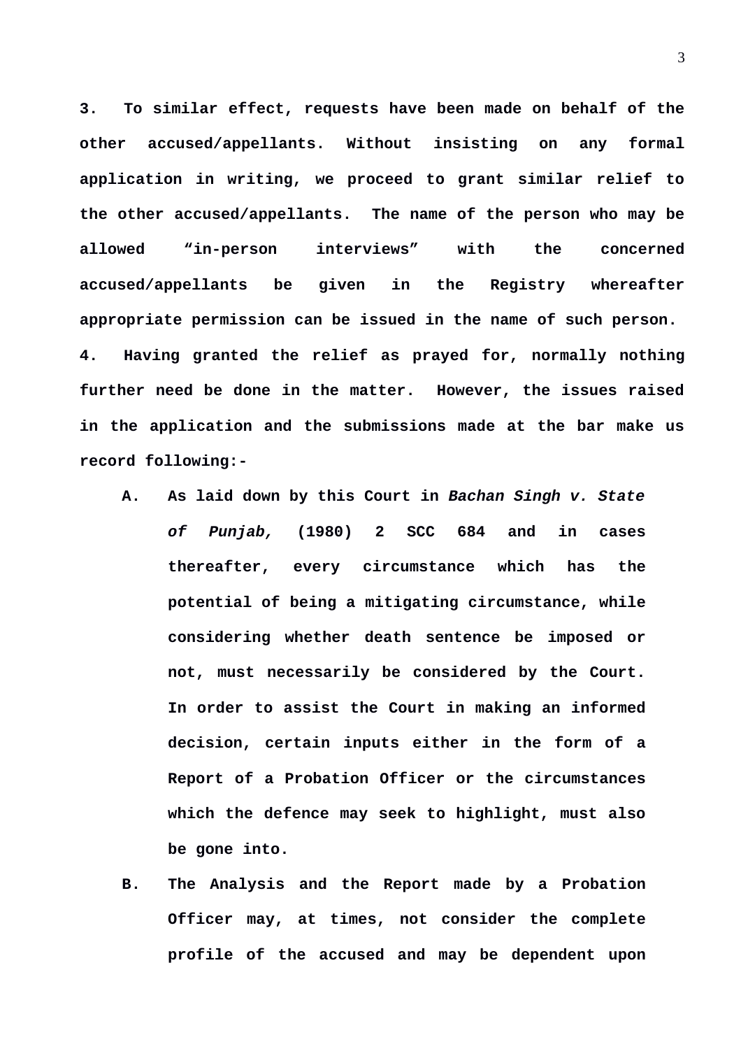**3. To similar effect, requests have been made on behalf of the other accused/appellants. Without insisting on any formal application in writing, we proceed to grant similar relief to the other accused/appellants. The name of the person who may be allowed "in-person interviews" with the concerned accused/appellants be given in the Registry whereafter appropriate permission can be issued in the name of such person.**

**4. Having granted the relief as prayed for, normally nothing further need be done in the matter. However, the issues raised in the application and the submissions made at the bar make us record following:-**

- **A. As laid down by this Court in *Bachan Singh v. State of Punjab,* (1980) 2 SCC 684 and in cases thereafter, every circumstance which has the potential of being a mitigating circumstance, while considering whether death sentence be imposed or not, must necessarily be considered by the Court. In order to assist the Court in making an informed decision, certain inputs either in the form of a Report of a Probation Officer or the circumstances which the defence may seek to highlight, must also be gone into.**

- **B. The Analysis and the Report made by a Probation Officer may, at times, not consider the complete profile of the accused and may be dependent upon**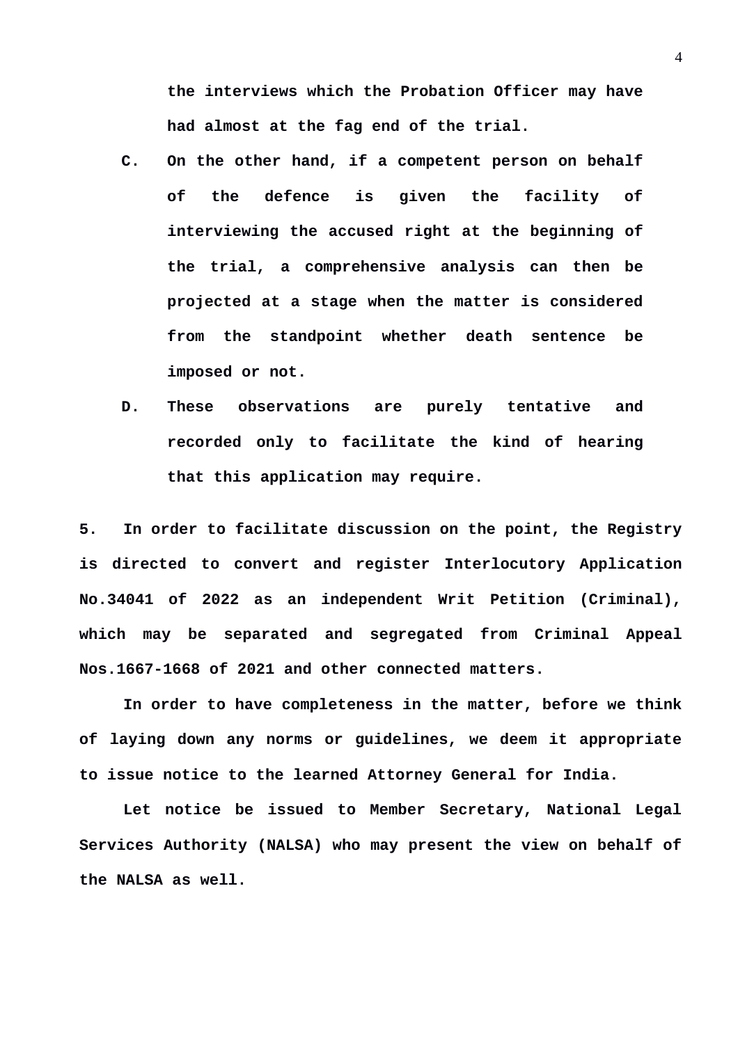**the interviews which the Probation Officer may have had almost at the fag end of the trial.**

**C. On the other hand, if a competent person on behalf of the defence is given the facility of interviewing the accused right at the beginning of the trial, a comprehensive analysis can then be projected at a stage when the matter is considered from the standpoint whether death sentence be imposed or not.**

**D. These observations are purely tentative and recorded only to facilitate the kind of hearing that this application may require.**

**5. In order to facilitate discussion on the point, the Registry is directed to convert and register Interlocutory Application No.34041 of 2022 as an independent Writ Petition (Criminal), which may be separated and segregated from Criminal Appeal Nos.1667-1668 of 2021 and other connected matters.**

**In order to have completeness in the matter, before we think of laying down any norms or guidelines, we deem it appropriate to issue notice to the learned Attorney General for India.**

**Let notice be issued to Member Secretary, National Legal Services Authority (NALSA) who may present the view on behalf of the NALSA as well.**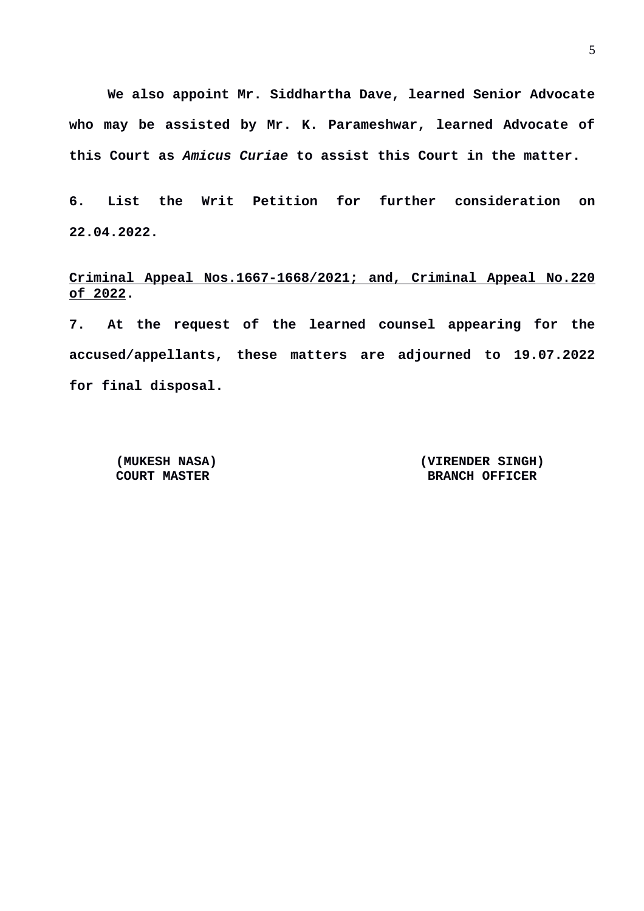**We also appoint Mr. Siddhartha Dave, learned Senior Advocate who may be assisted by Mr. K. Parameshwar, learned Advocate of this Court as *Amicus Curiae* to assist this Court in the matter.**

**6. List the Writ Petition for further consideration on 22.04.2022.**

**<u>Criminal Appeal Nos.1667-1668/2021; and, Criminal Appeal No.220 of 2022</u>.**

**7. At the request of the learned counsel appearing for the accused/appellants, these matters are adjourned to 19.07.2022 for final disposal.**

**(MUKESH NASA)**
**COURT MASTER**

**(VIRENDER SINGH)**
**BRANCH OFFICER**